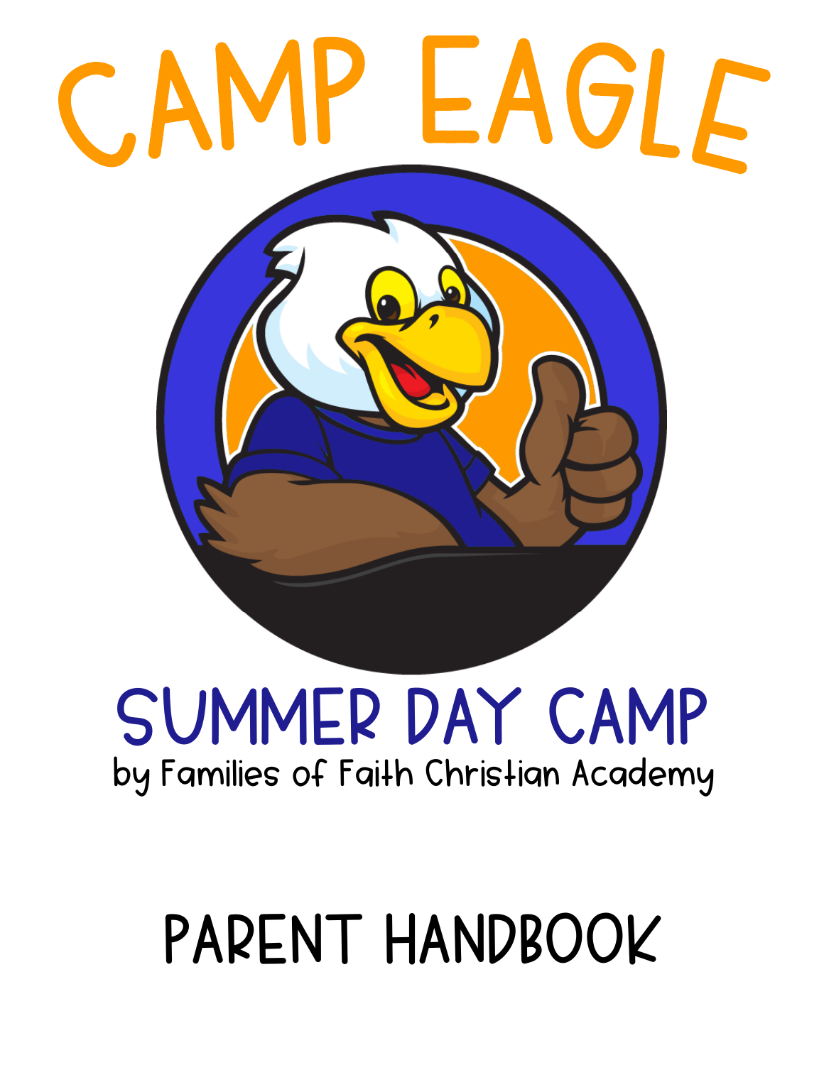# CAMP EAGLE

## SUMMER DAY CAMP

by Families of Faith Christian Academy

# PARENT HANDBOOK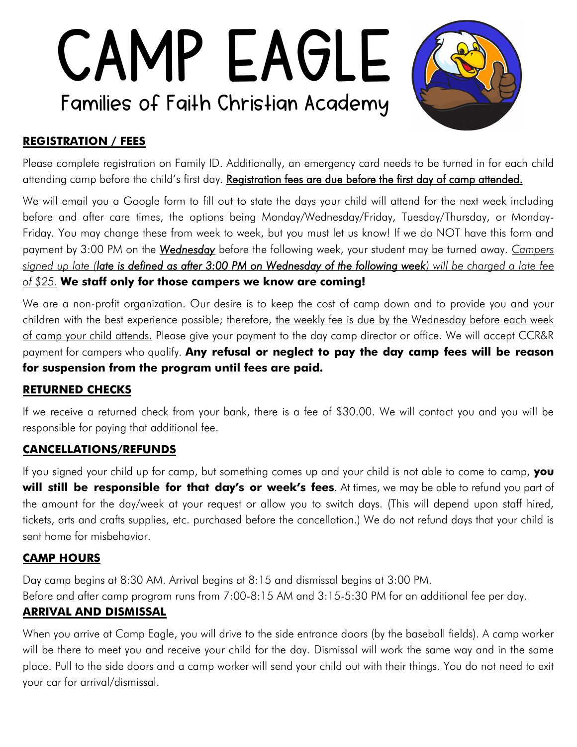# CAMP EAGLE

## Families of Faith Christian Academy

### REGISTRATION / FEES

Please complete registration on Family ID. Additionally, an emergency card needs to be turned in for each child attending camp before the child's first day. Registration fees are due before the first day of camp attended.

We will email you a Google form to fill out to state the days your child will attend for the next week including before and after care times, the options being Monday/Wednesday/Friday, Tuesday/Thursday, or Monday-Friday. You may change these from week to week, but you must let us know! If we do NOT have this form and payment by 3:00 PM on the ***Wednesday*** before the following week, your student may be turned away. *Campers signed up late (late is defined as after 3:00 PM on Wednesday of the following week) will be charged a late fee of $25.* **We staff only for those campers we know are coming!**

We are a non-profit organization. Our desire is to keep the cost of camp down and to provide you and your children with the best experience possible; therefore, the weekly fee is due by the Wednesday before each week of camp your child attends. Please give your payment to the day camp director or office. We will accept CCR&R payment for campers who qualify. **Any refusal or neglect to pay the day camp fees will be reason for suspension from the program until fees are paid.**

### RETURNED CHECKS

If we receive a returned check from your bank, there is a fee of $30.00. We will contact you and you will be responsible for paying that additional fee.

### CANCELLATIONS/REFUNDS

If you signed your child up for camp, but something comes up and your child is not able to come to camp, **you will still be responsible for that day's or week's fees**. At times, we may be able to refund you part of the amount for the day/week at your request or allow you to switch days. (This will depend upon staff hired, tickets, arts and crafts supplies, etc. purchased before the cancellation.) We do not refund days that your child is sent home for misbehavior.

### CAMP HOURS

Day camp begins at 8:30 AM. Arrival begins at 8:15 and dismissal begins at 3:00 PM.
Before and after camp program runs from 7:00-8:15 AM and 3:15-5:30 PM for an additional fee per day.

### ARRIVAL AND DISMISSAL

When you arrive at Camp Eagle, you will drive to the side entrance doors (by the baseball fields). A camp worker will be there to meet you and receive your child for the day. Dismissal will work the same way and in the same place. Pull to the side doors and a camp worker will send your child out with their things. You do not need to exit your car for arrival/dismissal.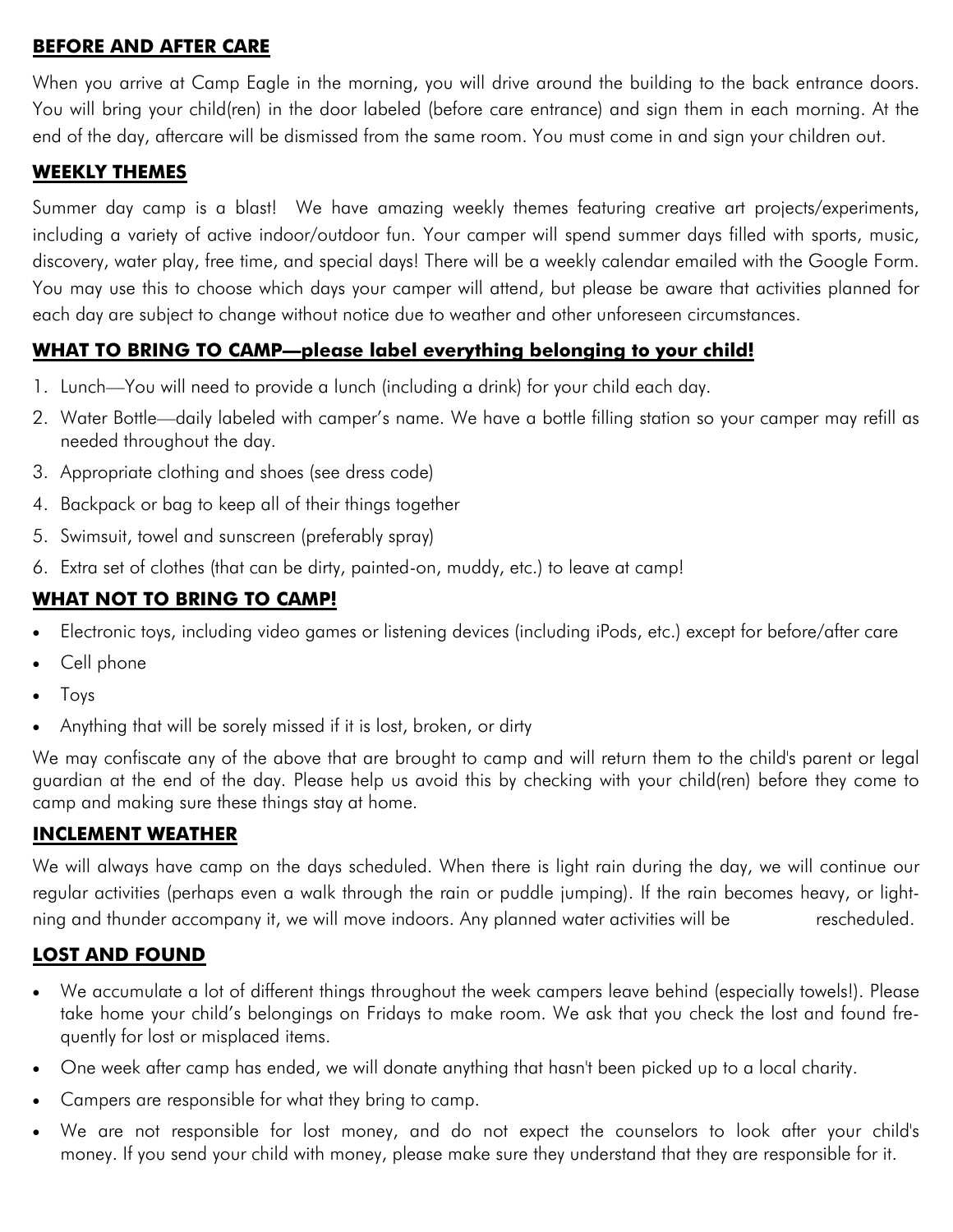## BEFORE AND AFTER CARE

When you arrive at Camp Eagle in the morning, you will drive around the building to the back entrance doors. You will bring your child(ren) in the door labeled (before care entrance) and sign them in each morning. At the end of the day, aftercare will be dismissed from the same room. You must come in and sign your children out.

## WEEKLY THEMES

Summer day camp is a blast! We have amazing weekly themes featuring creative art projects/experiments, including a variety of active indoor/outdoor fun. Your camper will spend summer days filled with sports, music, discovery, water play, free time, and special days! There will be a weekly calendar emailed with the Google Form. You may use this to choose which days your camper will attend, but please be aware that activities planned for each day are subject to change without notice due to weather and other unforeseen circumstances.

## WHAT TO BRING TO CAMP—please label everything belonging to your child!

1. Lunch—You will need to provide a lunch (including a drink) for your child each day.
2. Water Bottle—daily labeled with camper's name. We have a bottle filling station so your camper may refill as needed throughout the day.
3. Appropriate clothing and shoes (see dress code)
4. Backpack or bag to keep all of their things together
5. Swimsuit, towel and sunscreen (preferably spray)
6. Extra set of clothes (that can be dirty, painted-on, muddy, etc.) to leave at camp!

## WHAT NOT TO BRING TO CAMP!

- Electronic toys, including video games or listening devices (including iPods, etc.) except for before/after care
- Cell phone
- Toys
- Anything that will be sorely missed if it is lost, broken, or dirty

We may confiscate any of the above that are brought to camp and will return them to the child's parent or legal guardian at the end of the day. Please help us avoid this by checking with your child(ren) before they come to camp and making sure these things stay at home.

## INCLEMENT WEATHER

We will always have camp on the days scheduled. When there is light rain during the day, we will continue our regular activities (perhaps even a walk through the rain or puddle jumping). If the rain becomes heavy, or lightning and thunder accompany it, we will move indoors. Any planned water activities will be rescheduled.

## LOST AND FOUND

- We accumulate a lot of different things throughout the week campers leave behind (especially towels!). Please take home your child's belongings on Fridays to make room. We ask that you check the lost and found frequently for lost or misplaced items.
- One week after camp has ended, we will donate anything that hasn't been picked up to a local charity.
- Campers are responsible for what they bring to camp.
- We are not responsible for lost money, and do not expect the counselors to look after your child's money. If you send your child with money, please make sure they understand that they are responsible for it.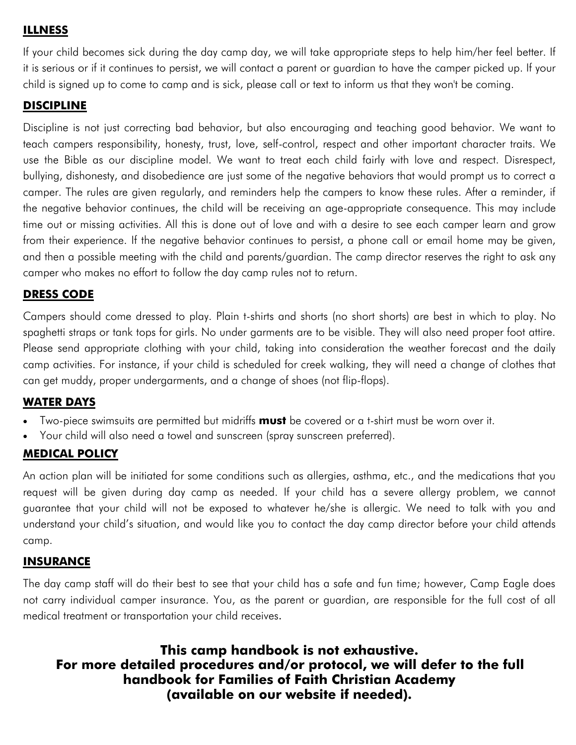## ILLNESS

If your child becomes sick during the day camp day, we will take appropriate steps to help him/her feel better. If it is serious or if it continues to persist, we will contact a parent or guardian to have the camper picked up. If your child is signed up to come to camp and is sick, please call or text to inform us that they won't be coming.

## DISCIPLINE

Discipline is not just correcting bad behavior, but also encouraging and teaching good behavior. We want to teach campers responsibility, honesty, trust, love, self-control, respect and other important character traits. We use the Bible as our discipline model. We want to treat each child fairly with love and respect. Disrespect, bullying, dishonesty, and disobedience are just some of the negative behaviors that would prompt us to correct a camper. The rules are given regularly, and reminders help the campers to know these rules. After a reminder, if the negative behavior continues, the child will be receiving an age-appropriate consequence. This may include time out or missing activities. All this is done out of love and with a desire to see each camper learn and grow from their experience. If the negative behavior continues to persist, a phone call or email home may be given, and then a possible meeting with the child and parents/guardian. The camp director reserves the right to ask any camper who makes no effort to follow the day camp rules not to return.

## DRESS CODE

Campers should come dressed to play. Plain t-shirts and shorts (no short shorts) are best in which to play. No spaghetti straps or tank tops for girls. No under garments are to be visible. They will also need proper foot attire. Please send appropriate clothing with your child, taking into consideration the weather forecast and the daily camp activities. For instance, if your child is scheduled for creek walking, they will need a change of clothes that can get muddy, proper undergarments, and a change of shoes (not flip-flops).

## WATER DAYS

- Two-piece swimsuits are permitted but midriffs **must** be covered or a t-shirt must be worn over it.
- Your child will also need a towel and sunscreen (spray sunscreen preferred).

## MEDICAL POLICY

An action plan will be initiated for some conditions such as allergies, asthma, etc., and the medications that you request will be given during day camp as needed. If your child has a severe allergy problem, we cannot guarantee that your child will not be exposed to whatever he/she is allergic. We need to talk with you and understand your child's situation, and would like you to contact the day camp director before your child attends camp.

## INSURANCE

The day camp staff will do their best to see that your child has a safe and fun time; however, Camp Eagle does not carry individual camper insurance. You, as the parent or guardian, are responsible for the full cost of all medical treatment or transportation your child receives.

**This camp handbook is not exhaustive.
For more detailed procedures and/or protocol, we will defer to the full handbook for Families of Faith Christian Academy
(available on our website if needed).**